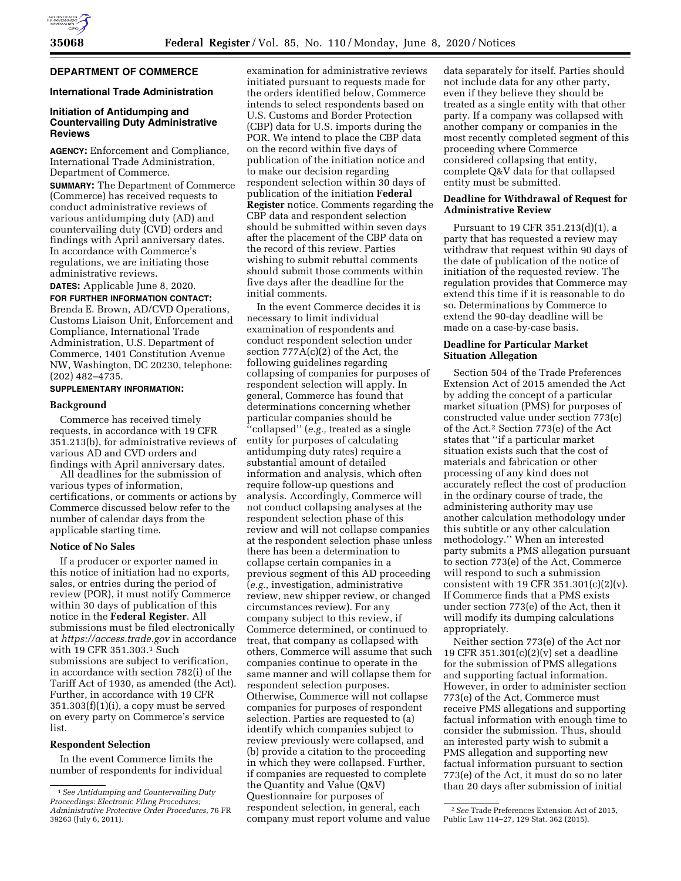## DEPARTMENT OF COMMERCE

### International Trade Administration

### Initiation of Antidumping and Countervailing Duty Administrative Reviews

**AGENCY:** Enforcement and Compliance, International Trade Administration, Department of Commerce.

**SUMMARY:** The Department of Commerce (Commerce) has received requests to conduct administrative reviews of various antidumping duty (AD) and countervailing duty (CVD) orders and findings with April anniversary dates. In accordance with Commerce's regulations, we are initiating those administrative reviews.

**DATES:** Applicable June 8, 2020.

**FOR FURTHER INFORMATION CONTACT:** Brenda E. Brown, AD/CVD Operations, Customs Liaison Unit, Enforcement and Compliance, International Trade Administration, U.S. Department of Commerce, 1401 Constitution Avenue NW, Washington, DC 20230, telephone: (202) 482–4735.

**SUPPLEMENTARY INFORMATION:**

#### Background

Commerce has received timely requests, in accordance with 19 CFR 351.213(b), for administrative reviews of various AD and CVD orders and findings with April anniversary dates.

All deadlines for the submission of various types of information, certifications, or comments or actions by Commerce discussed below refer to the number of calendar days from the applicable starting time.

#### Notice of No Sales

If a producer or exporter named in this notice of initiation had no exports, sales, or entries during the period of review (POR), it must notify Commerce within 30 days of publication of this notice in the **Federal Register**. All submissions must be filed electronically at *https://access.trade.gov* in accordance with 19 CFR 351.303.[1] Such submissions are subject to verification, in accordance with section 782(i) of the Tariff Act of 1930, as amended (the Act). Further, in accordance with 19 CFR 351.303(f)(1)(i), a copy must be served on every party on Commerce's service list.

#### Respondent Selection

In the event Commerce limits the number of respondents for individual examination for administrative reviews initiated pursuant to requests made for the orders identified below, Commerce intends to select respondents based on U.S. Customs and Border Protection (CBP) data for U.S. imports during the POR. We intend to place the CBP data on the record within five days of publication of the initiation notice and to make our decision regarding respondent selection within 30 days of publication of the initiation **Federal Register** notice. Comments regarding the CBP data and respondent selection should be submitted within seven days after the placement of the CBP data on the record of this review. Parties wishing to submit rebuttal comments should submit those comments within five days after the deadline for the initial comments.

In the event Commerce decides it is necessary to limit individual examination of respondents and conduct respondent selection under section 777A(c)(2) of the Act, the following guidelines regarding collapsing of companies for purposes of respondent selection will apply. In general, Commerce has found that determinations concerning whether particular companies should be "collapsed" (*e.g.,* treated as a single entity for purposes of calculating antidumping duty rates) require a substantial amount of detailed information and analysis, which often require follow-up questions and analysis. Accordingly, Commerce will not conduct collapsing analyses at the respondent selection phase of this review and will not collapse companies at the respondent selection phase unless there has been a determination to collapse certain companies in a previous segment of this AD proceeding (*e.g.,* investigation, administrative review, new shipper review, or changed circumstances review). For any company subject to this review, if Commerce determined, or continued to treat, that company as collapsed with others, Commerce will assume that such companies continue to operate in the same manner and will collapse them for respondent selection purposes. Otherwise, Commerce will not collapse companies for purposes of respondent selection. Parties are requested to (a) identify which companies subject to review previously were collapsed, and (b) provide a citation to the proceeding in which they were collapsed. Further, if companies are requested to complete the Quantity and Value (Q&V) Questionnaire for purposes of respondent selection, in general, each company must report volume and value data separately for itself. Parties should not include data for any other party, even if they believe they should be treated as a single entity with that other party. If a company was collapsed with another company or companies in the most recently completed segment of this proceeding where Commerce considered collapsing that entity, complete Q&V data for that collapsed entity must be submitted.

#### Deadline for Withdrawal of Request for Administrative Review

Pursuant to 19 CFR 351.213(d)(1), a party that has requested a review may withdraw that request within 90 days of the date of publication of the notice of initiation of the requested review. The regulation provides that Commerce may extend this time if it is reasonable to do so. Determinations by Commerce to extend the 90-day deadline will be made on a case-by-case basis.

#### Deadline for Particular Market Situation Allegation

Section 504 of the Trade Preferences Extension Act of 2015 amended the Act by adding the concept of a particular market situation (PMS) for purposes of constructed value under section 773(e) of the Act.[2] Section 773(e) of the Act states that "if a particular market situation exists such that the cost of materials and fabrication or other processing of any kind does not accurately reflect the cost of production in the ordinary course of trade, the administering authority may use another calculation methodology under this subtitle or any other calculation methodology." When an interested party submits a PMS allegation pursuant to section 773(e) of the Act, Commerce will respond to such a submission consistent with 19 CFR 351.301(c)(2)(v). If Commerce finds that a PMS exists under section 773(e) of the Act, then it will modify its dumping calculations appropriately.

Neither section 773(e) of the Act nor 19 CFR 351.301(c)(2)(v) set a deadline for the submission of PMS allegations and supporting factual information. However, in order to administer section 773(e) of the Act, Commerce must receive PMS allegations and supporting factual information with enough time to consider the submission. Thus, should an interested party wish to submit a PMS allegation and supporting new factual information pursuant to section 773(e) of the Act, it must do so no later than 20 days after submission of initial

---

[1] *See Antidumping and Countervailing Duty Proceedings: Electronic Filing Procedures; Administrative Protective Order Procedures,* 76 FR 39263 (July 6, 2011).

[2] *See* Trade Preferences Extension Act of 2015, Public Law 114–27, 129 Stat. 362 (2015).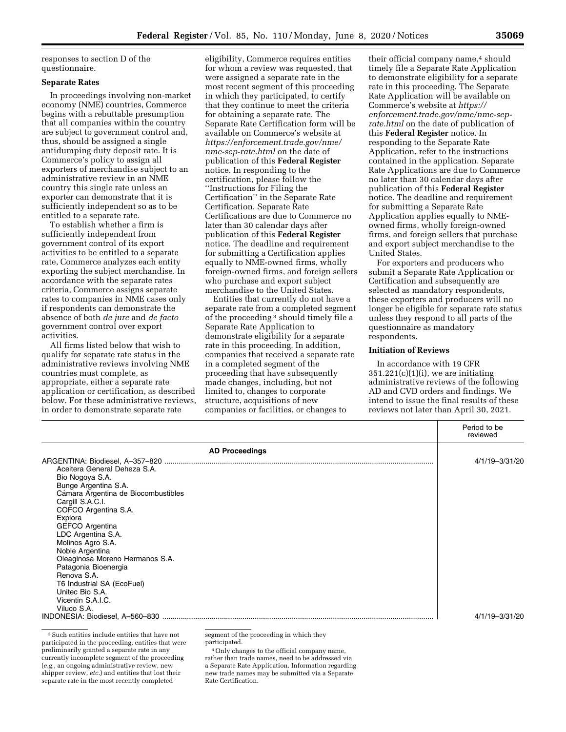responses to section D of the questionnaire.

**Separate Rates**

In proceedings involving non-market economy (NME) countries, Commerce begins with a rebuttable presumption that all companies within the country are subject to government control and, thus, should be assigned a single antidumping duty deposit rate. It is Commerce's policy to assign all exporters of merchandise subject to an administrative review in an NME country this single rate unless an exporter can demonstrate that it is sufficiently independent so as to be entitled to a separate rate.

To establish whether a firm is sufficiently independent from government control of its export activities to be entitled to a separate rate, Commerce analyzes each entity exporting the subject merchandise. In accordance with the separate rates criteria, Commerce assigns separate rates to companies in NME cases only if respondents can demonstrate the absence of both *de jure* and *de facto* government control over export activities.

All firms listed below that wish to qualify for separate rate status in the administrative reviews involving NME countries must complete, as appropriate, either a separate rate application or certification, as described below. For these administrative reviews, in order to demonstrate separate rate eligibility, Commerce requires entities for whom a review was requested, that were assigned a separate rate in the most recent segment of this proceeding in which they participated, to certify that they continue to meet the criteria for obtaining a separate rate. The Separate Rate Certification form will be available on Commerce's website at *https://enforcement.trade.gov/nme/nme-sep-rate.html* on the date of publication of this **Federal Register** notice. In responding to the certification, please follow the ''Instructions for Filing the Certification'' in the Separate Rate Certification. Separate Rate Certifications are due to Commerce no later than 30 calendar days after publication of this **Federal Register** notice. The deadline and requirement for submitting a Certification applies equally to NME-owned firms, wholly foreign-owned firms, and foreign sellers who purchase and export subject merchandise to the United States.

Entities that currently do not have a separate rate from a completed segment of the proceeding [3] should timely file a Separate Rate Application to demonstrate eligibility for a separate rate in this proceeding. In addition, companies that received a separate rate in a completed segment of the proceeding that have subsequently made changes, including, but not limited to, changes to corporate structure, acquisitions of new companies or facilities, or changes to their official company name,[4] should timely file a Separate Rate Application to demonstrate eligibility for a separate rate in this proceeding. The Separate Rate Application will be available on Commerce's website at *https://enforcement.trade.gov/nme/nme-sep-rate.html* on the date of publication of this **Federal Register** notice. In responding to the Separate Rate Application, refer to the instructions contained in the application. Separate Rate Applications are due to Commerce no later than 30 calendar days after publication of this **Federal Register** notice. The deadline and requirement for submitting a Separate Rate Application applies equally to NME-owned firms, wholly foreign-owned firms, and foreign sellers that purchase and export subject merchandise to the United States.

For exporters and producers who submit a Separate Rate Application or Certification and subsequently are selected as mandatory respondents, these exporters and producers will no longer be eligible for separate rate status unless they respond to all parts of the questionnaire as mandatory respondents.

**Initiation of Reviews**

In accordance with 19 CFR 351.221(c)(1)(i), we are initiating administrative reviews of the following AD and CVD orders and findings. We intend to issue the final results of these reviews not later than April 30, 2021.

| | Period to be reviewed |
|---|---|
| **AD Proceedings** | |
| ARGENTINA: Biodiesel, A–357–820 | 4/1/19–3/31/20 |
| Aceitera General Deheza S.A. | |
| Bio Nogoya S.A. | |
| Bunge Argentina S.A. | |
| Cámara Argentina de Biocombustibles | |
| Cargill S.A.C.I. | |
| COFCO Argentina S.A. | |
| Explora | |
| GEFCO Argentina | |
| LDC Argentina S.A. | |
| Molinos Agro S.A. | |
| Noble Argentina | |
| Oleaginosa Moreno Hermanos S.A. | |
| Patagonia Bioenergia | |
| Renova S.A. | |
| T6 Industrial SA (EcoFuel) | |
| Unitec Bio S.A. | |
| Vicentin S.A.I.C. | |
| Viluco S.A. | |
| INDONESIA: Biodiesel, A–560–830 | 4/1/19–3/31/20 |

[3] Such entities include entities that have not participated in the proceeding, entities that were preliminarily granted a separate rate in any currently incomplete segment of the proceeding (*e.g.*, an ongoing administrative review, new shipper review, *etc.*) and entities that lost their separate rate in the most recently completed segment of the proceeding in which they participated.

[4] Only changes to the official company name, rather than trade names, need to be addressed via a Separate Rate Application. Information regarding new trade names may be submitted via a Separate Rate Certification.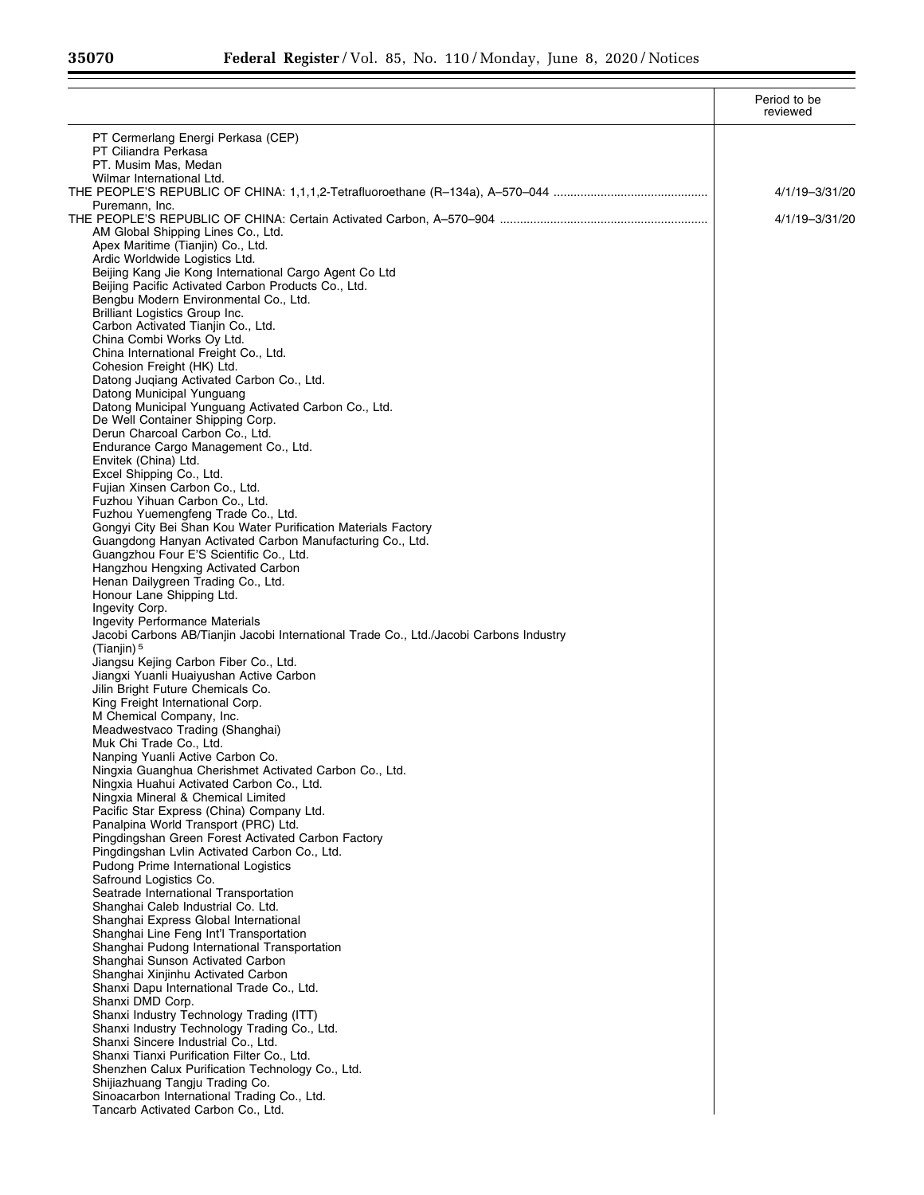| | Period to be reviewed |
|---|---|
| PT Cermerlang Energi Perkasa (CEP) | |
| PT Ciliandra Perkasa | |
| PT. Musim Mas, Medan | |
| Wilmar International Ltd. | |
| THE PEOPLE'S REPUBLIC OF CHINA: 1,1,1,2-Tetrafluoroethane (R–134a), A–570–044 | 4/1/19–3/31/20 |
| Puremann, Inc. | |
| THE PEOPLE'S REPUBLIC OF CHINA: Certain Activated Carbon, A–570–904 | 4/1/19–3/31/20 |
| AM Global Shipping Lines Co., Ltd. | |
| Apex Maritime (Tianjin) Co., Ltd. | |
| Ardic Worldwide Logistics Ltd. | |
| Beijing Kang Jie Kong International Cargo Agent Co Ltd | |
| Beijing Pacific Activated Carbon Products Co., Ltd. | |
| Bengbu Modern Environmental Co., Ltd. | |
| Brilliant Logistics Group Inc. | |
| Carbon Activated Tianjin Co., Ltd. | |
| China Combi Works Oy Ltd. | |
| China International Freight Co., Ltd. | |
| Cohesion Freight (HK) Ltd. | |
| Datong Juqiang Activated Carbon Co., Ltd. | |
| Datong Municipal Yunguang | |
| Datong Municipal Yunguang Activated Carbon Co., Ltd. | |
| De Well Container Shipping Corp. | |
| Derun Charcoal Carbon Co., Ltd. | |
| Endurance Cargo Management Co., Ltd. | |
| Envitek (China) Ltd. | |
| Excel Shipping Co., Ltd. | |
| Fujian Xinsen Carbon Co., Ltd. | |
| Fuzhou Yihuan Carbon Co., Ltd. | |
| Fuzhou Yuemengfeng Trade Co., Ltd. | |
| Gongyi City Bei Shan Kou Water Purification Materials Factory | |
| Guangdong Hanyan Activated Carbon Manufacturing Co., Ltd. | |
| Guangzhou Four E'S Scientific Co., Ltd. | |
| Hangzhou Hengxing Activated Carbon | |
| Henan Dailygreen Trading Co., Ltd. | |
| Honour Lane Shipping Ltd. | |
| Ingevity Corp. | |
| Ingevity Performance Materials | |
| Jacobi Carbons AB/Tianjin Jacobi International Trade Co., Ltd./Jacobi Carbons Industry (Tianjin) [5] | |
| Jiangsu Kejing Carbon Fiber Co., Ltd. | |
| Jiangxi Yuanli Huaiyushan Active Carbon | |
| Jilin Bright Future Chemicals Co. | |
| King Freight International Corp. | |
| M Chemical Company, Inc. | |
| Meadwestvaco Trading (Shanghai) | |
| Muk Chi Trade Co., Ltd. | |
| Nanping Yuanli Active Carbon Co. | |
| Ningxia Guanghua Cherishmet Activated Carbon Co., Ltd. | |
| Ningxia Huahui Activated Carbon Co., Ltd. | |
| Ningxia Mineral & Chemical Limited | |
| Pacific Star Express (China) Company Ltd. | |
| Panalpina World Transport (PRC) Ltd. | |
| Pingdingshan Green Forest Activated Carbon Factory | |
| Pingdingshan Lvlin Activated Carbon Co., Ltd. | |
| Pudong Prime International Logistics | |
| Safround Logistics Co. | |
| Seatrade International Transportation | |
| Shanghai Caleb Industrial Co. Ltd. | |
| Shanghai Express Global International | |
| Shanghai Line Feng Int'l Transportation | |
| Shanghai Pudong International Transportation | |
| Shanghai Sunson Activated Carbon | |
| Shanghai Xinjinhu Activated Carbon | |
| Shanxi Dapu International Trade Co., Ltd. | |
| Shanxi DMD Corp. | |
| Shanxi Industry Technology Trading (ITT) | |
| Shanxi Industry Technology Trading Co., Ltd. | |
| Shanxi Sincere Industrial Co., Ltd. | |
| Shanxi Tianxi Purification Filter Co., Ltd. | |
| Shenzhen Calux Purification Technology Co., Ltd. | |
| Shijiazhuang Tangju Trading Co. | |
| Sinoacarbon International Trading Co., Ltd. | |
| Tancarb Activated Carbon Co., Ltd. | |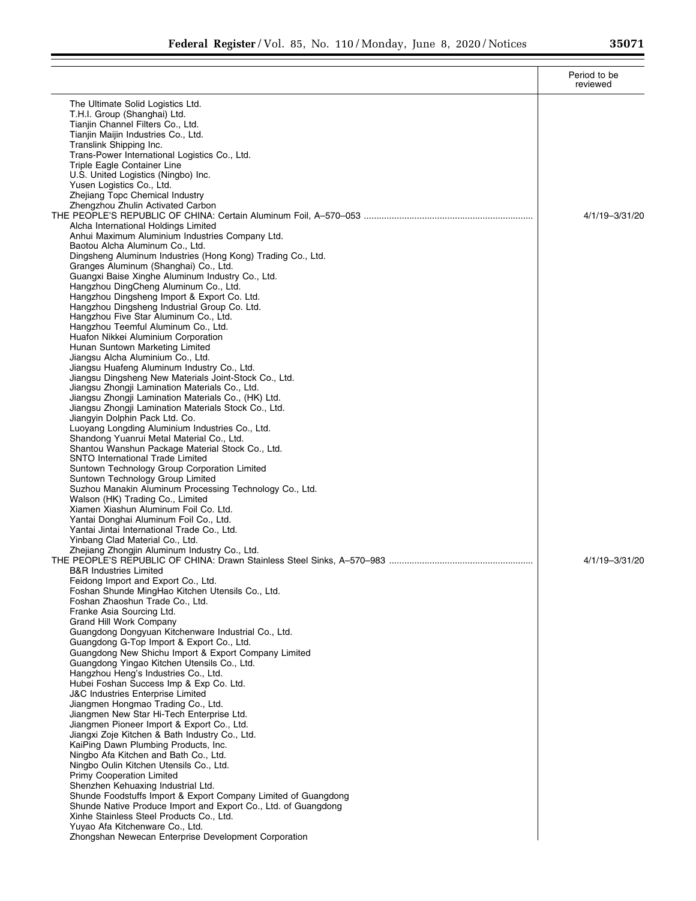| | Period to be reviewed |
|---|---|
| The Ultimate Solid Logistics Ltd. | |
| T.H.I. Group (Shanghai) Ltd. | |
| Tianjin Channel Filters Co., Ltd. | |
| Tianjin Maijin Industries Co., Ltd. | |
| Translink Shipping Inc. | |
| Trans-Power International Logistics Co., Ltd. | |
| Triple Eagle Container Line | |
| U.S. United Logistics (Ningbo) Inc. | |
| Yusen Logistics Co., Ltd. | |
| Zhejiang Topc Chemical Industry | |
| Zhengzhou Zhulin Activated Carbon | |
| THE PEOPLE'S REPUBLIC OF CHINA: Certain Aluminum Foil, A–570–053 | 4/1/19–3/31/20 |
| Alcha International Holdings Limited | |
| Anhui Maximum Aluminium Industries Company Ltd. | |
| Baotou Alcha Aluminum Co., Ltd. | |
| Dingsheng Aluminum Industries (Hong Kong) Trading Co., Ltd. | |
| Granges Aluminum (Shanghai) Co., Ltd. | |
| Guangxi Baise Xinghe Aluminum Industry Co., Ltd. | |
| Hangzhou DingCheng Aluminum Co., Ltd. | |
| Hangzhou Dingsheng Import & Export Co. Ltd. | |
| Hangzhou Dingsheng Industrial Group Co. Ltd. | |
| Hangzhou Five Star Aluminum Co., Ltd. | |
| Hangzhou Teemful Aluminum Co., Ltd. | |
| Huafon Nikkei Aluminium Corporation | |
| Hunan Suntown Marketing Limited | |
| Jiangsu Alcha Aluminium Co., Ltd. | |
| Jiangsu Huafeng Aluminum Industry Co., Ltd. | |
| Jiangsu Dingsheng New Materials Joint-Stock Co., Ltd. | |
| Jiangsu Zhongji Lamination Materials Co., Ltd. | |
| Jiangsu Zhongji Lamination Materials Co., (HK) Ltd. | |
| Jiangsu Zhongji Lamination Materials Stock Co., Ltd. | |
| Jiangyin Dolphin Pack Ltd. Co. | |
| Luoyang Longding Aluminium Industries Co., Ltd. | |
| Shandong Yuanrui Metal Material Co., Ltd. | |
| Shantou Wanshun Package Material Stock Co., Ltd. | |
| SNTO International Trade Limited | |
| Suntown Technology Group Corporation Limited | |
| Suntown Technology Group Limited | |
| Suzhou Manakin Aluminum Processing Technology Co., Ltd. | |
| Walson (HK) Trading Co., Limited | |
| Xiamen Xiashun Aluminum Foil Co. Ltd. | |
| Yantai Donghai Aluminum Foil Co., Ltd. | |
| Yantai Jintai International Trade Co., Ltd. | |
| Yinbang Clad Material Co., Ltd. | |
| Zhejiang Zhongjin Aluminum Industry Co., Ltd. | |
| THE PEOPLE'S REPUBLIC OF CHINA: Drawn Stainless Steel Sinks, A–570–983 | 4/1/19–3/31/20 |
| B&R Industries Limited | |
| Feidong Import and Export Co., Ltd. | |
| Foshan Shunde MingHao Kitchen Utensils Co., Ltd. | |
| Foshan Zhaoshun Trade Co., Ltd. | |
| Franke Asia Sourcing Ltd. | |
| Grand Hill Work Company | |
| Guangdong Dongyuan Kitchenware Industrial Co., Ltd. | |
| Guangdong G-Top Import & Export Co., Ltd. | |
| Guangdong New Shichu Import & Export Company Limited | |
| Guangdong Yingao Kitchen Utensils Co., Ltd. | |
| Hangzhou Heng's Industries Co., Ltd. | |
| Hubei Foshan Success Imp & Exp Co. Ltd. | |
| J&C Industries Enterprise Limited | |
| Jiangmen Hongmao Trading Co., Ltd. | |
| Jiangmen New Star Hi-Tech Enterprise Ltd. | |
| Jiangmen Pioneer Import & Export Co., Ltd. | |
| Jiangxi Zoje Kitchen & Bath Industry Co., Ltd. | |
| KaiPing Dawn Plumbing Products, Inc. | |
| Ningbo Afa Kitchen and Bath Co., Ltd. | |
| Ningbo Oulin Kitchen Utensils Co., Ltd. | |
| Primy Cooperation Limited | |
| Shenzhen Kehuaxing Industrial Ltd. | |
| Shunde Foodstuffs Import & Export Company Limited of Guangdong | |
| Shunde Native Produce Import and Export Co., Ltd. of Guangdong | |
| Xinhe Stainless Steel Products Co., Ltd. | |
| Yuyao Afa Kitchenware Co., Ltd. | |
| Zhongshan Newecan Enterprise Development Corporation | |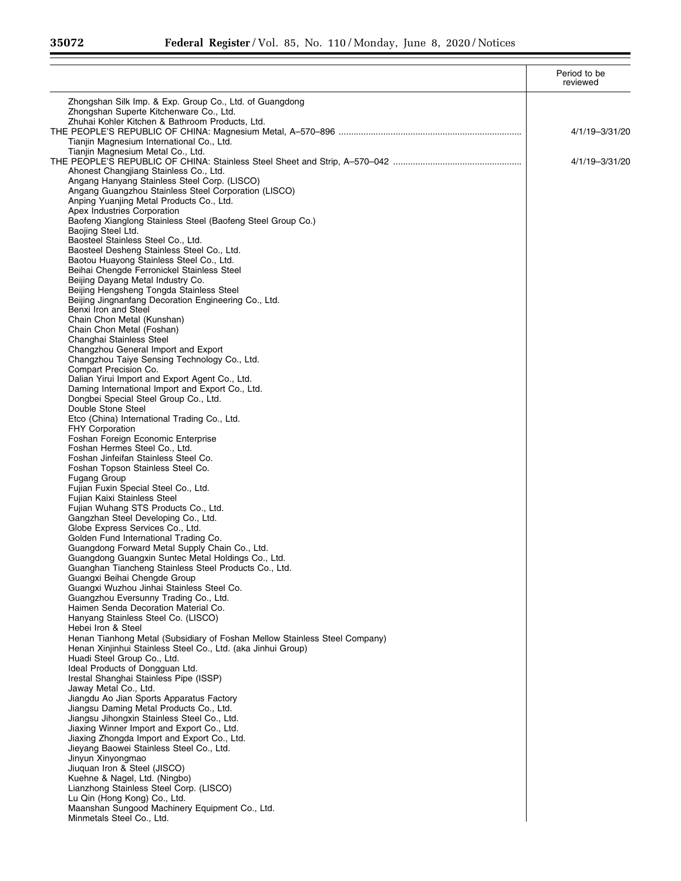| | Period to be reviewed |
|---|---|
| Zhongshan Silk Imp. & Exp. Group Co., Ltd. of Guangdong | |
| Zhongshan Superte Kitchenware Co., Ltd. | |
| Zhuhai Kohler Kitchen & Bathroom Products, Ltd. | |
| THE PEOPLE'S REPUBLIC OF CHINA: Magnesium Metal, A–570–896 | 4/1/19–3/31/20 |
| Tianjin Magnesium International Co., Ltd. | |
| Tianjin Magnesium Metal Co., Ltd. | |
| THE PEOPLE'S REPUBLIC OF CHINA: Stainless Steel Sheet and Strip, A–570–042 | 4/1/19–3/31/20 |
| Ahonest Changjiang Stainless Co., Ltd. | |
| Angang Hanyang Stainless Steel Corp. (LISCO) | |
| Angang Guangzhou Stainless Steel Corporation (LISCO) | |
| Anping Yuanjing Metal Products Co., Ltd. | |
| Apex Industries Corporation | |
| Baofeng Xianglong Stainless Steel (Baofeng Steel Group Co.) | |
| Baojing Steel Ltd. | |
| Baosteel Stainless Steel Co., Ltd. | |
| Baosteel Desheng Stainless Steel Co., Ltd. | |
| Baotou Huayong Stainless Steel Co., Ltd. | |
| Beihai Chengde Ferronickel Stainless Steel | |
| Beijing Dayang Metal Industry Co. | |
| Beijing Hengsheng Tongda Stainless Steel | |
| Beijing Jingnanfang Decoration Engineering Co., Ltd. | |
| Benxi Iron and Steel | |
| Chain Chon Metal (Kunshan) | |
| Chain Chon Metal (Foshan) | |
| Changhai Stainless Steel | |
| Changzhou General Import and Export | |
| Changzhou Taiye Sensing Technology Co., Ltd. | |
| Compart Precision Co. | |
| Dalian Yirui Import and Export Agent Co., Ltd. | |
| Daming International Import and Export Co., Ltd. | |
| Dongbei Special Steel Group Co., Ltd. | |
| Double Stone Steel | |
| Etco (China) International Trading Co., Ltd. | |
| FHY Corporation | |
| Foshan Foreign Economic Enterprise | |
| Foshan Hermes Steel Co., Ltd. | |
| Foshan Jinfeifan Stainless Steel Co. | |
| Foshan Topson Stainless Steel Co. | |
| Fugang Group | |
| Fujian Fuxin Special Steel Co., Ltd. | |
| Fujian Kaixi Stainless Steel | |
| Fujian Wuhang STS Products Co., Ltd. | |
| Gangzhan Steel Developing Co., Ltd. | |
| Globe Express Services Co., Ltd. | |
| Golden Fund International Trading Co. | |
| Guangdong Forward Metal Supply Chain Co., Ltd. | |
| Guangdong Guangxin Suntec Metal Holdings Co., Ltd. | |
| Guanghan Tiancheng Stainless Steel Products Co., Ltd. | |
| Guangxi Beihai Chengde Group | |
| Guangxi Wuzhou Jinhai Stainless Steel Co. | |
| Guangzhou Eversunny Trading Co., Ltd. | |
| Haimen Senda Decoration Material Co. | |
| Hanyang Stainless Steel Co. (LISCO) | |
| Hebei Iron & Steel | |
| Henan Tianhong Metal (Subsidiary of Foshan Mellow Stainless Steel Company) | |
| Henan Xinjinhui Stainless Steel Co., Ltd. (aka Jinhui Group) | |
| Huadi Steel Group Co., Ltd. | |
| Ideal Products of Dongguan Ltd. | |
| Irestal Shanghai Stainless Pipe (ISSP) | |
| Jaway Metal Co., Ltd. | |
| Jiangdu Ao Jian Sports Apparatus Factory | |
| Jiangsu Daming Metal Products Co., Ltd. | |
| Jiangsu Jihongxin Stainless Steel Co., Ltd. | |
| Jiaxing Winner Import and Export Co., Ltd. | |
| Jiaxing Zhongda Import and Export Co., Ltd. | |
| Jieyang Baowei Stainless Steel Co., Ltd. | |
| Jinyun Xinyongmao | |
| Jiuquan Iron & Steel (JISCO) | |
| Kuehne & Nagel, Ltd. (Ningbo) | |
| Lianzhong Stainless Steel Corp. (LISCO) | |
| Lu Qin (Hong Kong) Co., Ltd. | |
| Maanshan Sungood Machinery Equipment Co., Ltd. | |
| Minmetals Steel Co., Ltd. | |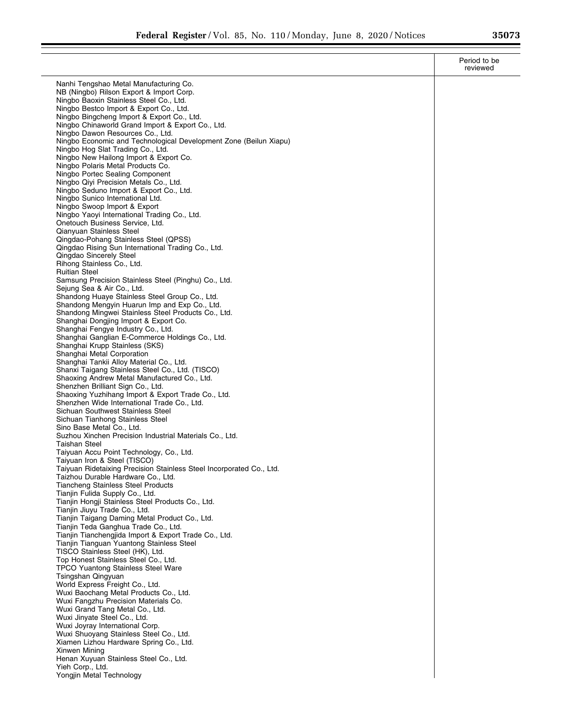| | Period to be reviewed |
|---|---|
| Nanhi Tengshao Metal Manufacturing Co. | |
| NB (Ningbo) Rilson Export & Import Corp. | |
| Ningbo Baoxin Stainless Steel Co., Ltd. | |
| Ningbo Bestco Import & Export Co., Ltd. | |
| Ningbo Bingcheng Import & Export Co., Ltd. | |
| Ningbo Chinaworld Grand Import & Export Co., Ltd. | |
| Ningbo Dawon Resources Co., Ltd. | |
| Ningbo Economic and Technological Development Zone (Beilun Xiapu) | |
| Ningbo Hog Slat Trading Co., Ltd. | |
| Ningbo New Hailong Import & Export Co. | |
| Ningbo Polaris Metal Products Co. | |
| Ningbo Portec Sealing Component | |
| Ningbo Qiyi Precision Metals Co., Ltd. | |
| Ningbo Seduno Import & Export Co., Ltd. | |
| Ningbo Sunico International Ltd. | |
| Ningbo Swoop Import & Export | |
| Ningbo Yaoyi International Trading Co., Ltd. | |
| Onetouch Business Service, Ltd. | |
| Qianyuan Stainless Steel | |
| Qingdao-Pohang Stainless Steel (QPSS) | |
| Qingdao Rising Sun International Trading Co., Ltd. | |
| Qingdao Sincerely Steel | |
| Rihong Stainless Co., Ltd. | |
| Ruitian Steel | |
| Samsung Precision Stainless Steel (Pinghu) Co., Ltd. | |
| Sejung Sea & Air Co., Ltd. | |
| Shandong Huaye Stainless Steel Group Co., Ltd. | |
| Shandong Mengyin Huarun Imp and Exp Co., Ltd. | |
| Shandong Mingwei Stainless Steel Products Co., Ltd. | |
| Shanghai Dongjing Import & Export Co. | |
| Shanghai Fengye Industry Co., Ltd. | |
| Shanghai Ganglian E-Commerce Holdings Co., Ltd. | |
| Shanghai Krupp Stainless (SKS) | |
| Shanghai Metal Corporation | |
| Shanghai Tankii Alloy Material Co., Ltd. | |
| Shanxi Taigang Stainless Steel Co., Ltd. (TISCO) | |
| Shaoxing Andrew Metal Manufactured Co., Ltd. | |
| Shenzhen Brilliant Sign Co., Ltd. | |
| Shaoxing Yuzhihang Import & Export Trade Co., Ltd. | |
| Shenzhen Wide International Trade Co., Ltd. | |
| Sichuan Southwest Stainless Steel | |
| Sichuan Tianhong Stainless Steel | |
| Sino Base Metal Co., Ltd. | |
| Suzhou Xinchen Precision Industrial Materials Co., Ltd. | |
| Taishan Steel | |
| Taiyuan Accu Point Technology, Co., Ltd. | |
| Taiyuan Iron & Steel (TISCO) | |
| Taiyuan Ridetaixing Precision Stainless Steel Incorporated Co., Ltd. | |
| Taizhou Durable Hardware Co., Ltd. | |
| Tiancheng Stainless Steel Products | |
| Tianjin Fulida Supply Co., Ltd. | |
| Tianjin Hongji Stainless Steel Products Co., Ltd. | |
| Tianjin Jiuyu Trade Co., Ltd. | |
| Tianjin Taigang Daming Metal Product Co., Ltd. | |
| Tianjin Teda Ganghua Trade Co., Ltd. | |
| Tianjin Tianchengjida Import & Export Trade Co., Ltd. | |
| Tianjin Tianguan Yuantong Stainless Steel | |
| TISCO Stainless Steel (HK), Ltd. | |
| Top Honest Stainless Steel Co., Ltd. | |
| TPCO Yuantong Stainless Steel Ware | |
| Tsingshan Qingyuan | |
| World Express Freight Co., Ltd. | |
| Wuxi Baochang Metal Products Co., Ltd. | |
| Wuxi Fangzhu Precision Materials Co. | |
| Wuxi Grand Tang Metal Co., Ltd. | |
| Wuxi Jinyate Steel Co., Ltd. | |
| Wuxi Joyray International Corp. | |
| Wuxi Shuoyang Stainless Steel Co., Ltd. | |
| Xiamen Lizhou Hardware Spring Co., Ltd. | |
| Xinwen Mining | |
| Henan Xuyuan Stainless Steel Co., Ltd. | |
| Yieh Corp., Ltd. | |
| Yongjin Metal Technology | |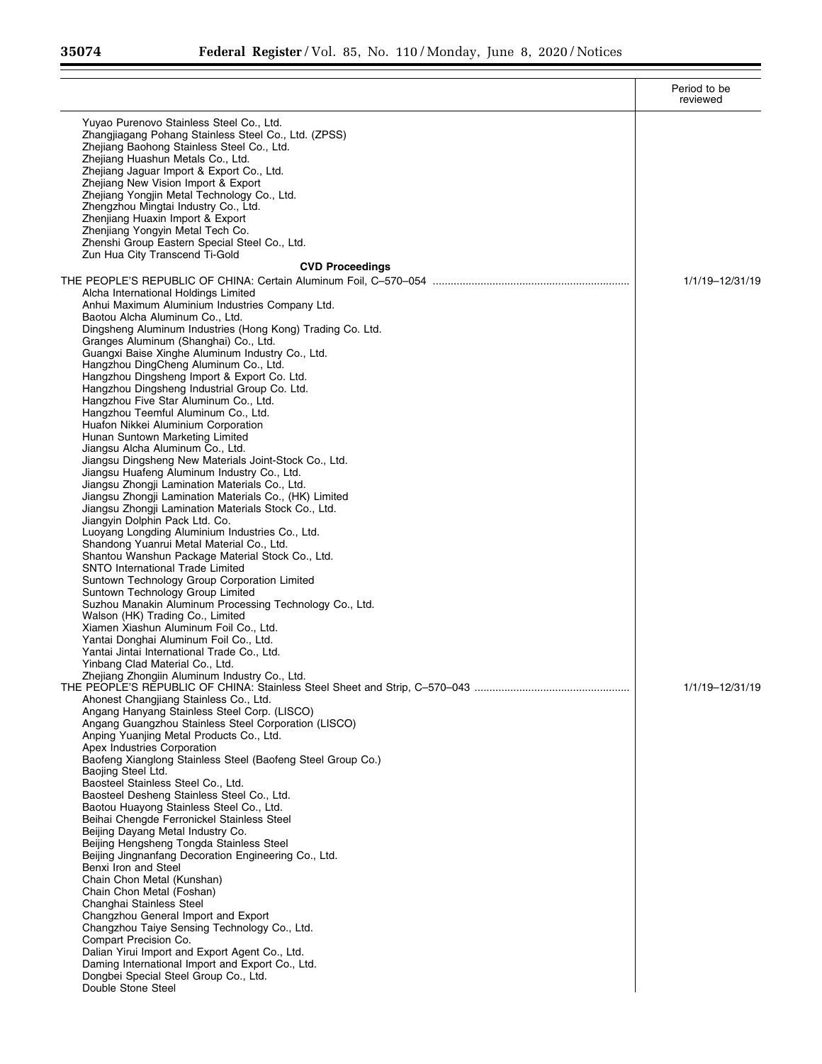| | Period to be reviewed |
|---|---|
| Yuyao Purenovo Stainless Steel Co., Ltd. | |
| Zhangjiagang Pohang Stainless Steel Co., Ltd. (ZPSS) | |
| Zhejiang Baohong Stainless Steel Co., Ltd. | |
| Zhejiang Huashun Metals Co., Ltd. | |
| Zhejiang Jaguar Import & Export Co., Ltd. | |
| Zhejiang New Vision Import & Export | |
| Zhejiang Yongjin Metal Technology Co., Ltd. | |
| Zhengzhou Mingtai Industry Co., Ltd. | |
| Zhenjiang Huaxin Import & Export | |
| Zhenjiang Yongyin Metal Tech Co. | |
| Zhenshi Group Eastern Special Steel Co., Ltd. | |
| Zun Hua City Transcend Ti-Gold | |
| **CVD Proceedings** | |
| THE PEOPLE'S REPUBLIC OF CHINA: Certain Aluminum Foil, C–570–054 | 1/1/19–12/31/19 |
| Alcha International Holdings Limited | |
| Anhui Maximum Aluminium Industries Company Ltd. | |
| Baotou Alcha Aluminum Co., Ltd. | |
| Dingsheng Aluminum Industries (Hong Kong) Trading Co. Ltd. | |
| Granges Aluminum (Shanghai) Co., Ltd. | |
| Guangxi Baise Xinghe Aluminum Industry Co., Ltd. | |
| Hangzhou DingCheng Aluminum Co., Ltd. | |
| Hangzhou Dingsheng Import & Export Co. Ltd. | |
| Hangzhou Dingsheng Industrial Group Co. Ltd. | |
| Hangzhou Five Star Aluminum Co., Ltd. | |
| Hangzhou Teemful Aluminum Co., Ltd. | |
| Huafon Nikkei Aluminium Corporation | |
| Hunan Suntown Marketing Limited | |
| Jiangsu Alcha Aluminum Co., Ltd. | |
| Jiangsu Dingsheng New Materials Joint-Stock Co., Ltd. | |
| Jiangsu Huafeng Aluminum Industry Co., Ltd. | |
| Jiangsu Zhongji Lamination Materials Co., Ltd. | |
| Jiangsu Zhongji Lamination Materials Co., (HK) Limited | |
| Jiangsu Zhongji Lamination Materials Stock Co., Ltd. | |
| Jiangyin Dolphin Pack Ltd. Co. | |
| Luoyang Longding Aluminium Industries Co., Ltd. | |
| Shandong Yuanrui Metal Material Co., Ltd. | |
| Shantou Wanshun Package Material Stock Co., Ltd. | |
| SNTO International Trade Limited | |
| Suntown Technology Group Corporation Limited | |
| Suntown Technology Group Limited | |
| Suzhou Manakin Aluminum Processing Technology Co., Ltd. | |
| Walson (HK) Trading Co., Limited | |
| Xiamen Xiashun Aluminum Foil Co., Ltd. | |
| Yantai Donghai Aluminum Foil Co., Ltd. | |
| Yantai Jintai International Trade Co., Ltd. | |
| Yinbang Clad Material Co., Ltd. | |
| Zhejiang Zhongjin Aluminum Industry Co., Ltd. | |
| THE PEOPLE'S REPUBLIC OF CHINA: Stainless Steel Sheet and Strip, C–570–043 | 1/1/19–12/31/19 |
| Ahonest Changjiang Stainless Co., Ltd. | |
| Angang Hanyang Stainless Steel Corp. (LISCO) | |
| Angang Guangzhou Stainless Steel Corporation (LISCO) | |
| Anping Yuanjing Metal Products Co., Ltd. | |
| Apex Industries Corporation | |
| Baofeng Xianglong Stainless Steel (Baofeng Steel Group Co.) | |
| Baojing Steel Ltd. | |
| Baosteel Stainless Steel Co., Ltd. | |
| Baosteel Desheng Stainless Steel Co., Ltd. | |
| Baotou Huayong Stainless Steel Co., Ltd. | |
| Beihai Chengde Ferronickel Stainless Steel | |
| Beijing Dayang Metal Industry Co. | |
| Beijing Hengsheng Tongda Stainless Steel | |
| Beijing Jingnanfang Decoration Engineering Co., Ltd. | |
| Benxi Iron and Steel | |
| Chain Chon Metal (Kunshan) | |
| Chain Chon Metal (Foshan) | |
| Changhai Stainless Steel | |
| Changzhou General Import and Export | |
| Changzhou Taiye Sensing Technology Co., Ltd. | |
| Compart Precision Co. | |
| Dalian Yirui Import and Export Agent Co., Ltd. | |
| Daming International Import and Export Co., Ltd. | |
| Dongbei Special Steel Group Co., Ltd. | |
| Double Stone Steel | |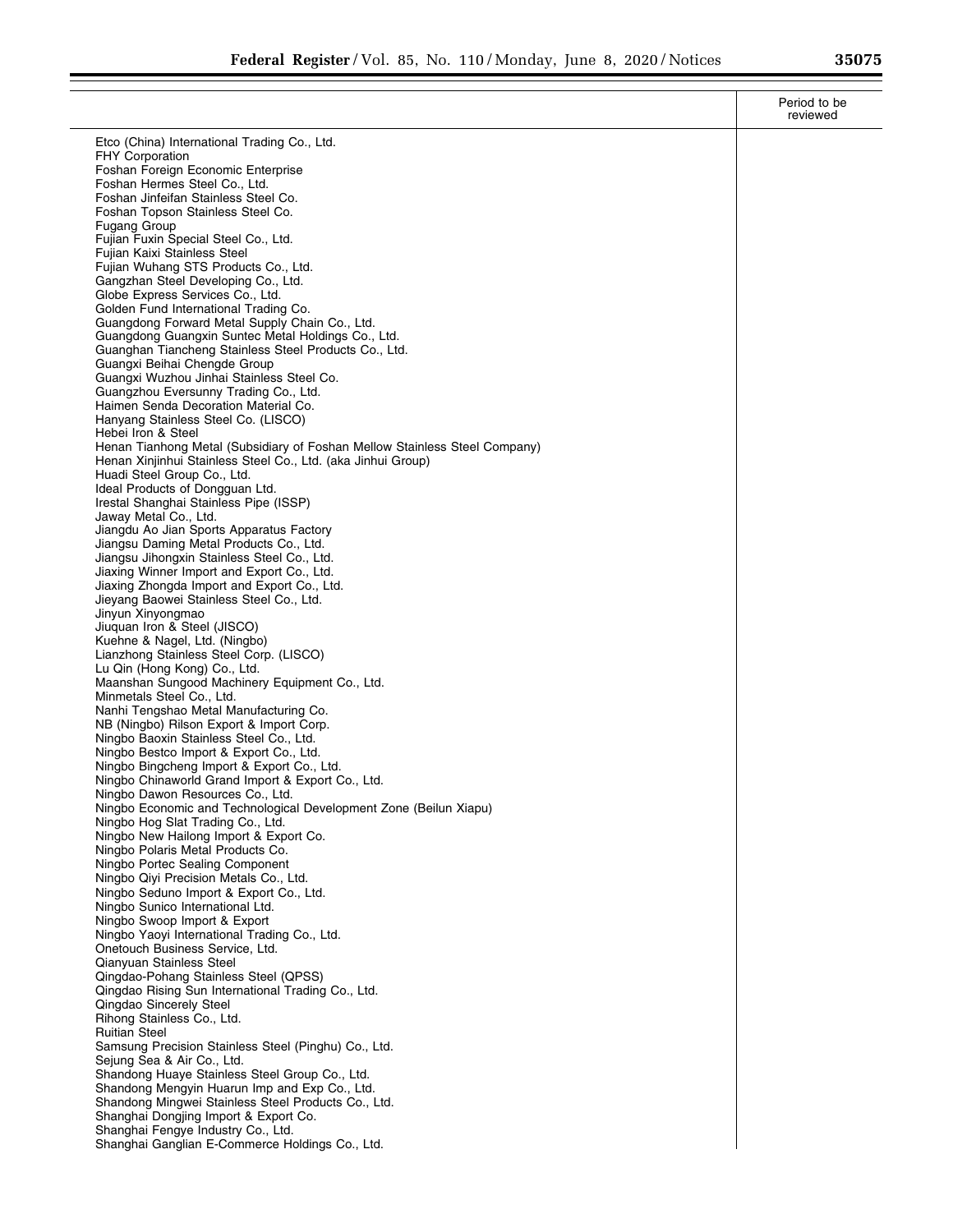| | Period to be reviewed |
|---|---|
| Etco (China) International Trading Co., Ltd. | |
| FHY Corporation | |
| Foshan Foreign Economic Enterprise | |
| Foshan Hermes Steel Co., Ltd. | |
| Foshan Jinfeifan Stainless Steel Co. | |
| Foshan Topson Stainless Steel Co. | |
| Fugang Group | |
| Fujian Fuxin Special Steel Co., Ltd. | |
| Fujian Kaixi Stainless Steel | |
| Fujian Wuhang STS Products Co., Ltd. | |
| Gangzhan Steel Developing Co., Ltd. | |
| Globe Express Services Co., Ltd. | |
| Golden Fund International Trading Co. | |
| Guangdong Forward Metal Supply Chain Co., Ltd. | |
| Guangdong Guangxin Suntec Metal Holdings Co., Ltd. | |
| Guanghan Tiancheng Stainless Steel Products Co., Ltd. | |
| Guangxi Beihai Chengde Group | |
| Guangxi Wuzhou Jinhai Stainless Steel Co. | |
| Guangzhou Eversunny Trading Co., Ltd. | |
| Haimen Senda Decoration Material Co. | |
| Hanyang Stainless Steel Co. (LISCO) | |
| Hebei Iron & Steel | |
| Henan Tianhong Metal (Subsidiary of Foshan Mellow Stainless Steel Company) | |
| Henan Xinjinhui Stainless Steel Co., Ltd. (aka Jinhui Group) | |
| Huadi Steel Group Co., Ltd. | |
| Ideal Products of Dongguan Ltd. | |
| Irestal Shanghai Stainless Pipe (ISSP) | |
| Jaway Metal Co., Ltd. | |
| Jiangdu Ao Jian Sports Apparatus Factory | |
| Jiangsu Daming Metal Products Co., Ltd. | |
| Jiangsu Jihongxin Stainless Steel Co., Ltd. | |
| Jiaxing Winner Import and Export Co., Ltd. | |
| Jiaxing Zhongda Import and Export Co., Ltd. | |
| Jieyang Baowei Stainless Steel Co., Ltd. | |
| Jinyun Xinyongmao | |
| Jiuquan Iron & Steel (JISCO) | |
| Kuehne & Nagel, Ltd. (Ningbo) | |
| Lianzhong Stainless Steel Corp. (LISCO) | |
| Lu Qin (Hong Kong) Co., Ltd. | |
| Maanshan Sungood Machinery Equipment Co., Ltd. | |
| Minmetals Steel Co., Ltd. | |
| Nanhi Tengshao Metal Manufacturing Co. | |
| NB (Ningbo) Rilson Export & Import Corp. | |
| Ningbo Baoxin Stainless Steel Co., Ltd. | |
| Ningbo Bestco Import & Export Co., Ltd. | |
| Ningbo Bingcheng Import & Export Co., Ltd. | |
| Ningbo Chinaworld Grand Import & Export Co., Ltd. | |
| Ningbo Dawon Resources Co., Ltd. | |
| Ningbo Economic and Technological Development Zone (Beilun Xiapu) | |
| Ningbo Hog Slat Trading Co., Ltd. | |
| Ningbo New Hailong Import & Export Co. | |
| Ningbo Polaris Metal Products Co. | |
| Ningbo Portec Sealing Component | |
| Ningbo Qiyi Precision Metals Co., Ltd. | |
| Ningbo Seduno Import & Export Co., Ltd. | |
| Ningbo Sunico International Ltd. | |
| Ningbo Swoop Import & Export | |
| Ningbo Yaoyi International Trading Co., Ltd. | |
| Onetouch Business Service, Ltd. | |
| Qianyuan Stainless Steel | |
| Qingdao-Pohang Stainless Steel (QPSS) | |
| Qingdao Rising Sun International Trading Co., Ltd. | |
| Qingdao Sincerely Steel | |
| Rihong Stainless Co., Ltd. | |
| Ruitian Steel | |
| Samsung Precision Stainless Steel (Pinghu) Co., Ltd. | |
| Sejung Sea & Air Co., Ltd. | |
| Shandong Huaye Stainless Steel Group Co., Ltd. | |
| Shandong Mengyin Huarun Imp and Exp Co., Ltd. | |
| Shandong Mingwei Stainless Steel Products Co., Ltd. | |
| Shanghai Dongjing Import & Export Co. | |
| Shanghai Fengye Industry Co., Ltd. | |
| Shanghai Ganglian E-Commerce Holdings Co., Ltd. | |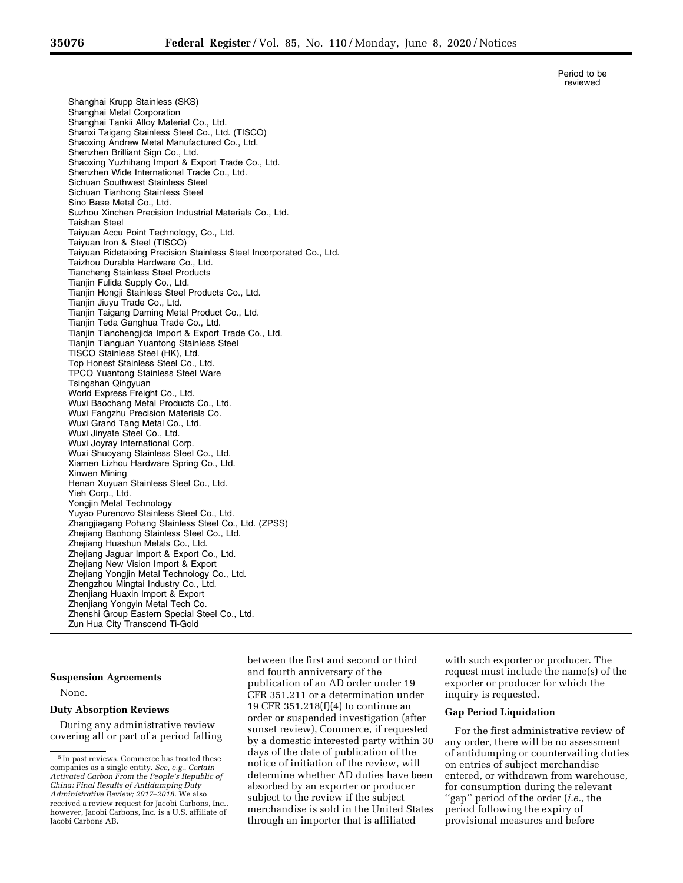| | Period to be reviewed |
|---|---|
| Shanghai Krupp Stainless (SKS) | |
| Shanghai Metal Corporation | |
| Shanghai Tankii Alloy Material Co., Ltd. | |
| Shanxi Taigang Stainless Steel Co., Ltd. (TISCO) | |
| Shaoxing Andrew Metal Manufactured Co., Ltd. | |
| Shenzhen Brilliant Sign Co., Ltd. | |
| Shaoxing Yuzhihang Import & Export Trade Co., Ltd. | |
| Shenzhen Wide International Trade Co., Ltd. | |
| Sichuan Southwest Stainless Steel | |
| Sichuan Tianhong Stainless Steel | |
| Sino Base Metal Co., Ltd. | |
| Suzhou Xinchen Precision Industrial Materials Co., Ltd. | |
| Taishan Steel | |
| Taiyuan Accu Point Technology, Co., Ltd. | |
| Taiyuan Iron & Steel (TISCO) | |
| Taiyuan Ridetaixing Precision Stainless Steel Incorporated Co., Ltd. | |
| Taizhou Durable Hardware Co., Ltd. | |
| Tiancheng Stainless Steel Products | |
| Tianjin Fulida Supply Co., Ltd. | |
| Tianjin Hongji Stainless Steel Products Co., Ltd. | |
| Tianjin Jiuyu Trade Co., Ltd. | |
| Tianjin Taigang Daming Metal Product Co., Ltd. | |
| Tianjin Teda Ganghua Trade Co., Ltd. | |
| Tianjin Tianchengjida Import & Export Trade Co., Ltd. | |
| Tianjin Tianguan Yuantong Stainless Steel | |
| TISCO Stainless Steel (HK), Ltd. | |
| Top Honest Stainless Steel Co., Ltd. | |
| TPCO Yuantong Stainless Steel Ware | |
| Tsingshan Qingyuan | |
| World Express Freight Co., Ltd. | |
| Wuxi Baochang Metal Products Co., Ltd. | |
| Wuxi Fangzhu Precision Materials Co. | |
| Wuxi Grand Tang Metal Co., Ltd. | |
| Wuxi Jinyate Steel Co., Ltd. | |
| Wuxi Joyray International Corp. | |
| Wuxi Shuoyang Stainless Steel Co., Ltd. | |
| Xiamen Lizhou Hardware Spring Co., Ltd. | |
| Xinwen Mining | |
| Henan Xuyuan Stainless Steel Co., Ltd. | |
| Yieh Corp., Ltd. | |
| Yongjin Metal Technology | |
| Yuyao Purenovo Stainless Steel Co., Ltd. | |
| Zhangjiagang Pohang Stainless Steel Co., Ltd. (ZPSS) | |
| Zhejiang Baohong Stainless Steel Co., Ltd. | |
| Zhejiang Huashun Metals Co., Ltd. | |
| Zhejiang Jaguar Import & Export Co., Ltd. | |
| Zhejiang New Vision Import & Export | |
| Zhejiang Yongjin Metal Technology Co., Ltd. | |
| Zhengzhou Mingtai Industry Co., Ltd. | |
| Zhenjiang Huaxin Import & Export | |
| Zhenjiang Yongyin Metal Tech Co. | |
| Zhenshi Group Eastern Special Steel Co., Ltd. | |
| Zun Hua City Transcend Ti-Gold | |

### Suspension Agreements

None.

### Duty Absorption Reviews

During any administrative review covering all or part of a period falling between the first and second or third and fourth anniversary of the publication of an AD order under 19 CFR 351.211 or a determination under 19 CFR 351.218(f)(4) to continue an order or suspended investigation (after sunset review), Commerce, if requested by a domestic interested party within 30 days of the date of publication of the notice of initiation of the review, will determine whether AD duties have been absorbed by an exporter or producer subject to the review if the subject merchandise is sold in the United States through an importer that is affiliated with such exporter or producer. The request must include the name(s) of the exporter or producer for which the inquiry is requested.

### Gap Period Liquidation

For the first administrative review of any order, there will be no assessment of antidumping or countervailing duties on entries of subject merchandise entered, or withdrawn from warehouse, for consumption during the relevant "gap" period of the order (*i.e.,* the period following the expiry of provisional measures and before

[5] In past reviews, Commerce has treated these companies as a single entity. *See, e.g., Certain Activated Carbon From the People's Republic of China: Final Results of Antidumping Duty Administrative Review; 2017–2018*. We also received a review request for Jacobi Carbons, Inc., however, Jacobi Carbons, Inc. is a U.S. affiliate of Jacobi Carbons AB.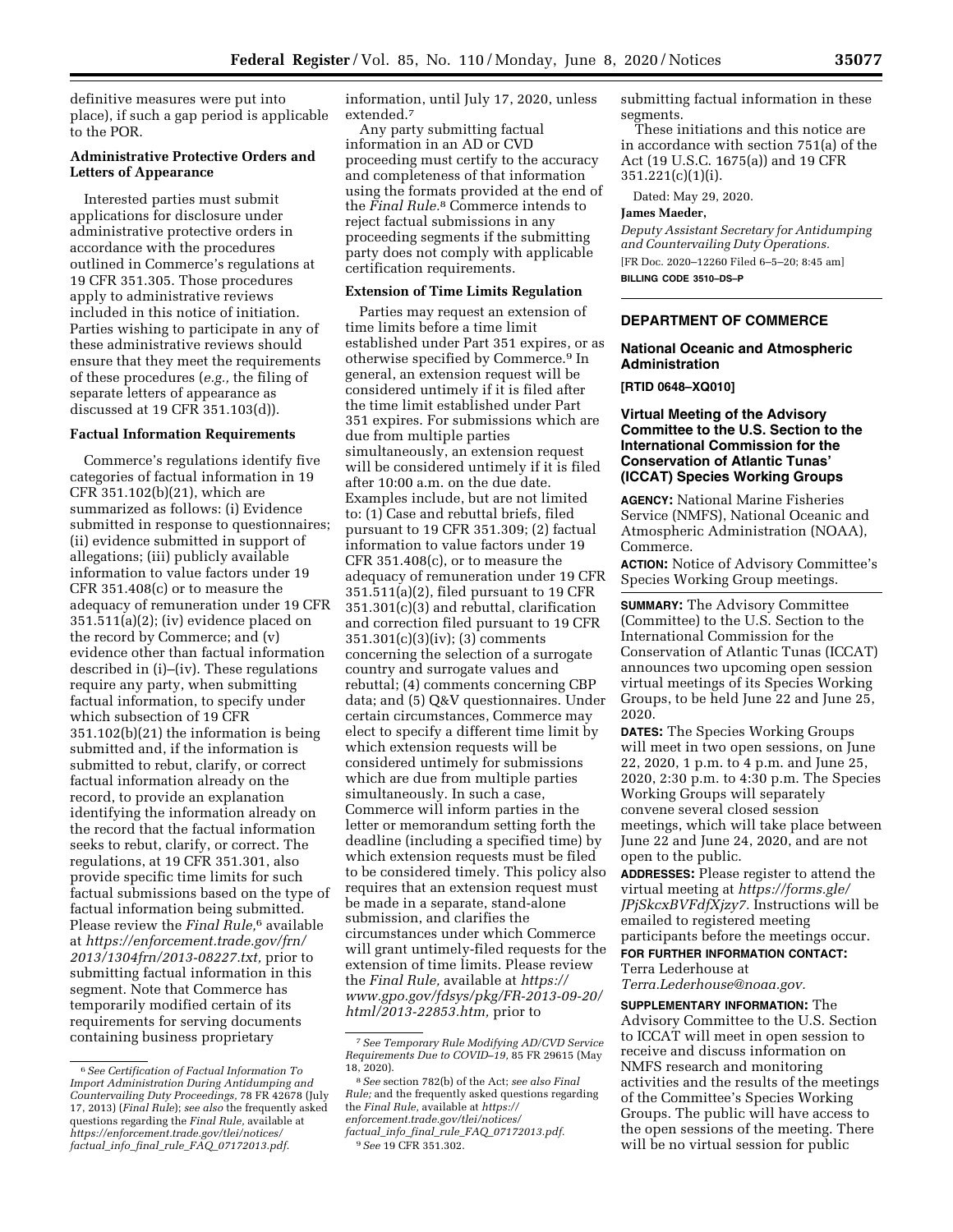definitive measures were put into place), if such a gap period is applicable to the POR.

## Administrative Protective Orders and Letters of Appearance

Interested parties must submit applications for disclosure under administrative protective orders in accordance with the procedures outlined in Commerce's regulations at 19 CFR 351.305. Those procedures apply to administrative reviews included in this notice of initiation. Parties wishing to participate in any of these administrative reviews should ensure that they meet the requirements of these procedures (*e.g.,* the filing of separate letters of appearance as discussed at 19 CFR 351.103(d)).

## Factual Information Requirements

Commerce's regulations identify five categories of factual information in 19 CFR 351.102(b)(21), which are summarized as follows: (i) Evidence submitted in response to questionnaires; (ii) evidence submitted in support of allegations; (iii) publicly available information to value factors under 19 CFR 351.408(c) or to measure the adequacy of remuneration under 19 CFR 351.511(a)(2); (iv) evidence placed on the record by Commerce; and (v) evidence other than factual information described in (i)–(iv). These regulations require any party, when submitting factual information, to specify under which subsection of 19 CFR 351.102(b)(21) the information is being submitted and, if the information is submitted to rebut, clarify, or correct factual information already on the record, to provide an explanation identifying the information already on the record that the factual information seeks to rebut, clarify, or correct. The regulations, at 19 CFR 351.301, also provide specific time limits for such factual submissions based on the type of factual information being submitted. Please review the *Final Rule,*[6] available at *https://enforcement.trade.gov/frn/2013/1304frn/2013-08227.txt,* prior to submitting factual information in this segment. Note that Commerce has temporarily modified certain of its requirements for serving documents containing business proprietary information, until July 17, 2020, unless extended.[7]

Any party submitting factual information in an AD or CVD proceeding must certify to the accuracy and completeness of that information using the formats provided at the end of the *Final Rule.*[8] Commerce intends to reject factual submissions in any proceeding segments if the submitting party does not comply with applicable certification requirements.

## Extension of Time Limits Regulation

Parties may request an extension of time limits before a time limit established under Part 351 expires, or as otherwise specified by Commerce.[9] In general, an extension request will be considered untimely if it is filed after the time limit established under Part 351 expires. For submissions which are due from multiple parties simultaneously, an extension request will be considered untimely if it is filed after 10:00 a.m. on the due date. Examples include, but are not limited to: (1) Case and rebuttal briefs, filed pursuant to 19 CFR 351.309; (2) factual information to value factors under 19 CFR 351.408(c), or to measure the adequacy of remuneration under 19 CFR 351.511(a)(2), filed pursuant to 19 CFR 351.301(c)(3) and rebuttal, clarification and correction filed pursuant to 19 CFR 351.301(c)(3)(iv); (3) comments concerning the selection of a surrogate country and surrogate values and rebuttal; (4) comments concerning CBP data; and (5) Q&V questionnaires. Under certain circumstances, Commerce may elect to specify a different time limit by which extension requests will be considered untimely for submissions which are due from multiple parties simultaneously. In such a case, Commerce will inform parties in the letter or memorandum setting forth the deadline (including a specified time) by which extension requests must be filed to be considered timely. This policy also requires that an extension request must be made in a separate, stand-alone submission, and clarifies the circumstances under which Commerce will grant untimely-filed requests for the extension of time limits. Please review the *Final Rule,* available at *https://www.gpo.gov/fdsys/pkg/FR-2013-09-20/html/2013-22853.htm,* prior to submitting factual information in these segments.

These initiations and this notice are in accordance with section 751(a) of the Act (19 U.S.C. 1675(a)) and 19 CFR 351.221(c)(1)(i).

Dated: May 29, 2020.

**James Maeder,**

*Deputy Assistant Secretary for Antidumping and Countervailing Duty Operations.*

[FR Doc. 2020–12260 Filed 6–5–20; 8:45 am]

BILLING CODE 3510–DS–P

---

[6] *See Certification of Factual Information To Import Administration During Antidumping and Countervailing Duty Proceedings,* 78 FR 42678 (July 17, 2013) (*Final Rule*); *see also* the frequently asked questions regarding the *Final Rule,* available at *https://enforcement.trade.gov/tlei/notices/factual_info_final_rule_FAQ_07172013.pdf.*

[7] *See Temporary Rule Modifying AD/CVD Service Requirements Due to COVID–19,* 85 FR 29615 (May 18, 2020).

[8] *See* section 782(b) of the Act; *see also Final Rule;* and the frequently asked questions regarding the *Final Rule,* available at *https://enforcement.trade.gov/tlei/notices/factual_info_final_rule_FAQ_07172013.pdf.*

[9] *See* 19 CFR 351.302.

---

# DEPARTMENT OF COMMERCE

## National Oceanic and Atmospheric Administration

**[RTID 0648–XQ010]**

## Virtual Meeting of the Advisory Committee to the U.S. Section to the International Commission for the Conservation of Atlantic Tunas' (ICCAT) Species Working Groups

**AGENCY:** National Marine Fisheries Service (NMFS), National Oceanic and Atmospheric Administration (NOAA), Commerce.

**ACTION:** Notice of Advisory Committee's Species Working Group meetings.

**SUMMARY:** The Advisory Committee (Committee) to the U.S. Section to the International Commission for the Conservation of Atlantic Tunas (ICCAT) announces two upcoming open session virtual meetings of its Species Working Groups, to be held June 22 and June 25, 2020.

**DATES:** The Species Working Groups will meet in two open sessions, on June 22, 2020, 1 p.m. to 4 p.m. and June 25, 2020, 2:30 p.m. to 4:30 p.m. The Species Working Groups will separately convene several closed session meetings, which will take place between June 22 and June 24, 2020, and are not open to the public.

**ADDRESSES:** Please register to attend the virtual meeting at *https://forms.gle/JPjSkcxBVFdfXjzy7.* Instructions will be emailed to registered meeting participants before the meetings occur.

**FOR FURTHER INFORMATION CONTACT:** Terra Lederhouse at *Terra.Lederhouse@noaa.gov.*

**SUPPLEMENTARY INFORMATION:** The Advisory Committee to the U.S. Section to ICCAT will meet in open session to receive and discuss information on NMFS research and monitoring activities and the results of the meetings of the Committee's Species Working Groups. The public will have access to the open sessions of the meeting. There will be no virtual session for public